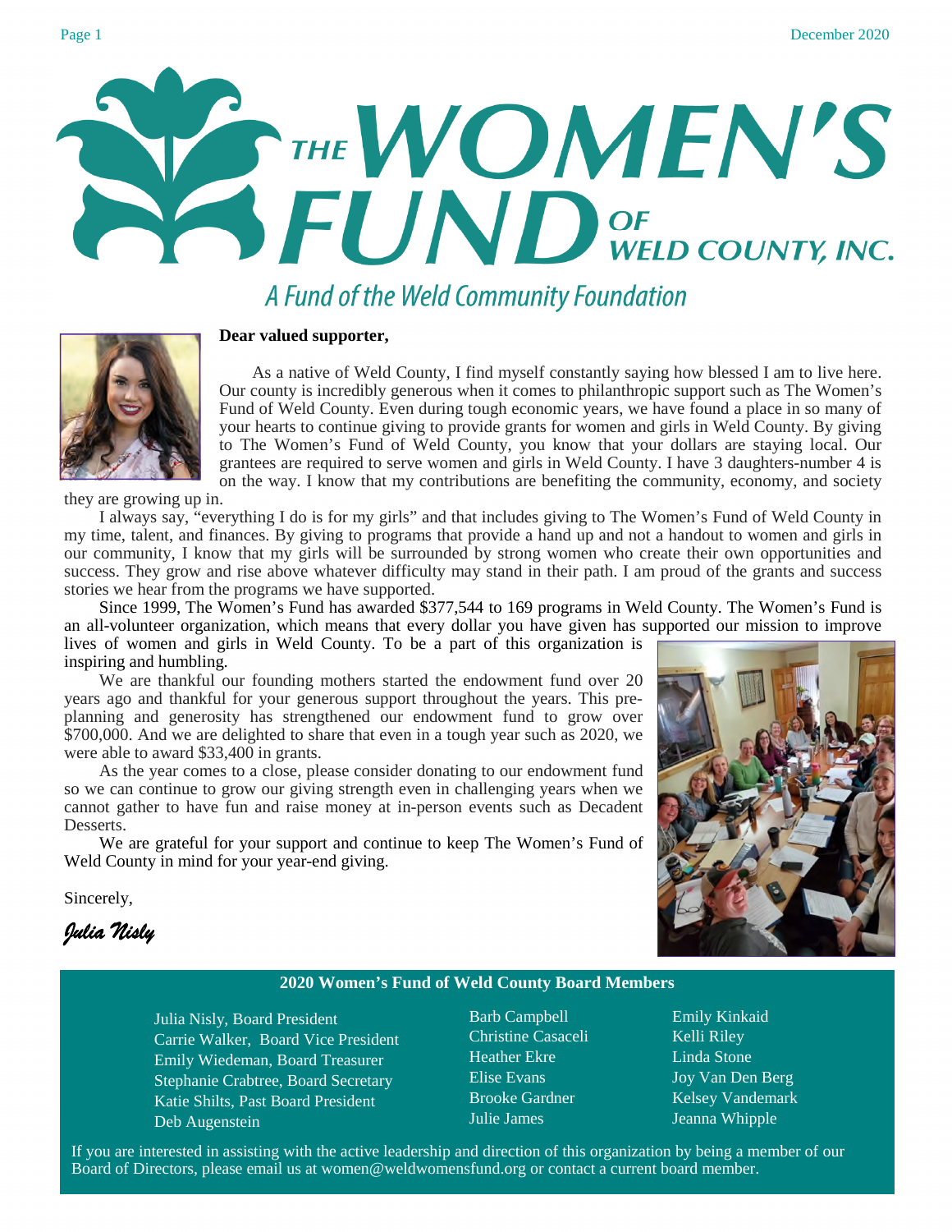# THE WOMEN'S FUND OF WELD COUNTY, INC.

*A Fund of the Weld Community Foundation*

**Dear valued supporter,**

As a native of Weld County, I find myself constantly saying how blessed I am to live here. Our county is incredibly generous when it comes to philanthropic support such as The Women's Fund of Weld County. Even during tough economic years, we have found a place in so many of your hearts to continue giving to provide grants for women and girls in Weld County. By giving to The Women's Fund of Weld County, you know that your dollars are staying local. Our grantees are required to serve women and girls in Weld County. I have 3 daughters-number 4 is on the way. I know that my contributions are benefiting the community, economy, and society they are growing up in.

I always say, "everything I do is for my girls" and that includes giving to The Women's Fund of Weld County in my time, talent, and finances. By giving to programs that provide a hand up and not a handout to women and girls in our community, I know that my girls will be surrounded by strong women who create their own opportunities and success. They grow and rise above whatever difficulty may stand in their path. I am proud of the grants and success stories we hear from the programs we have supported.

Since 1999, The Women's Fund has awarded $377,544 to 169 programs in Weld County. The Women's Fund is an all-volunteer organization, which means that every dollar you have given has supported our mission to improve lives of women and girls in Weld County. To be a part of this organization is inspiring and humbling.

We are thankful our founding mothers started the endowment fund over 20 years ago and thankful for your generous support throughout the years. This pre-planning and generosity has strengthened our endowment fund to grow over $700,000. And we are delighted to share that even in a tough year such as 2020, we were able to award $33,400 in grants.

As the year comes to a close, please consider donating to our endowment fund so we can continue to grow our giving strength even in challenging years when we cannot gather to have fun and raise money at in-person events such as Decadent Desserts.

We are grateful for your support and continue to keep The Women's Fund of Weld County in mind for your year-end giving.

Sincerely,

*Julia Nisly*

**2020 Women's Fund of Weld County Board Members**

- Julia Nisly, Board President
- Carrie Walker, Board Vice President
- Emily Wiedeman, Board Treasurer
- Stephanie Crabtree, Board Secretary
- Katie Shilts, Past Board President
- Deb Augenstein
- Barb Campbell
- Christine Casaceli
- Heather Ekre
- Elise Evans
- Brooke Gardner
- Julie James
- Emily Kinkaid
- Kelli Riley
- Linda Stone
- Joy Van Den Berg
- Kelsey Vandemark
- Jeanna Whipple

If you are interested in assisting with the active leadership and direction of this organization by being a member of our Board of Directors, please email us at women@weldwomensfund.org or contact a current board member.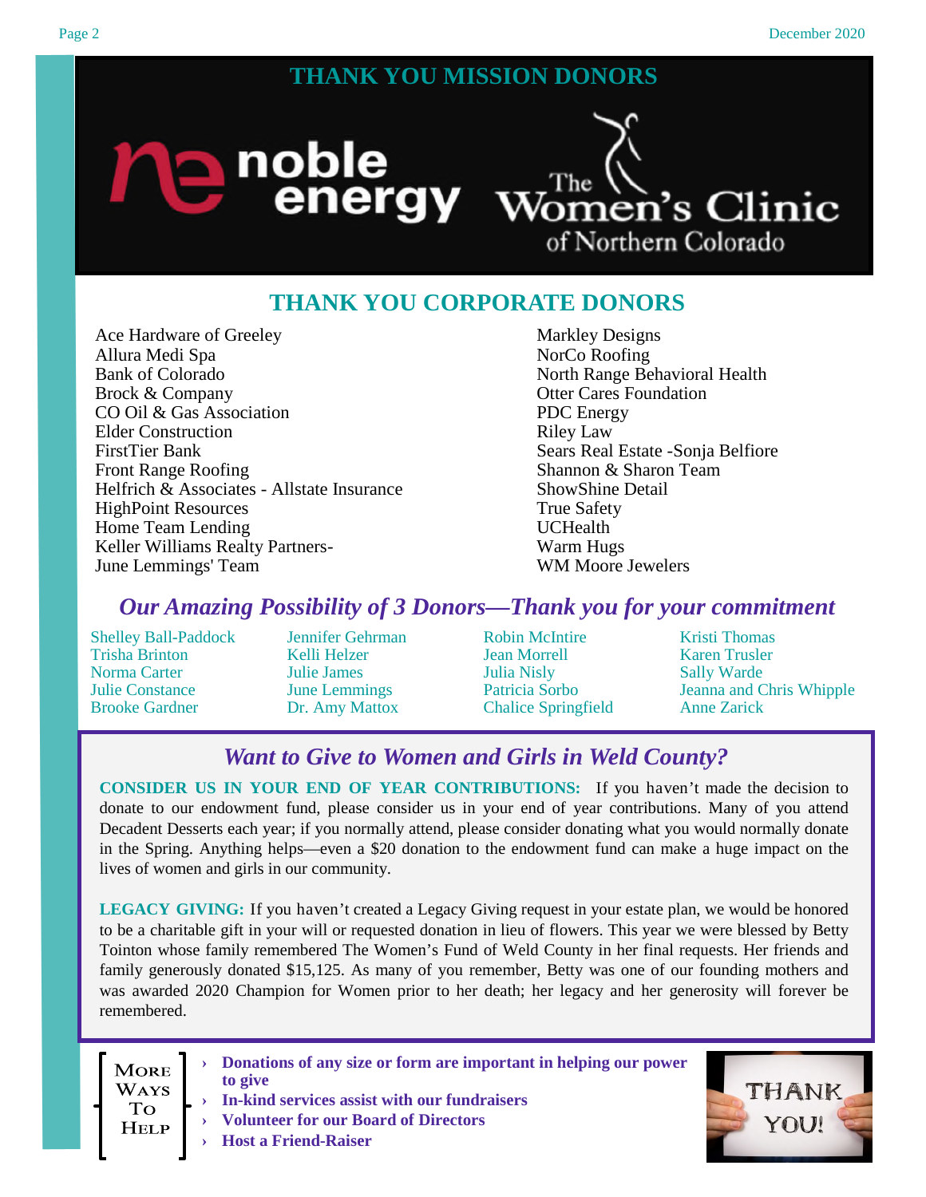## THANK YOU MISSION DONORS

noble energy

The Women's Clinic of Northern Colorado

## THANK YOU CORPORATE DONORS

Ace Hardware of Greeley
Allura Medi Spa
Bank of Colorado
Brock & Company
CO Oil & Gas Association
Elder Construction
FirstTier Bank
Front Range Roofing
Helfrich & Associates - Allstate Insurance
HighPoint Resources
Home Team Lending
Keller Williams Realty Partners-
June Lemmings' Team
Markley Designs
NorCo Roofing
North Range Behavioral Health
Otter Cares Foundation
PDC Energy
Riley Law
Sears Real Estate -Sonja Belfiore
Shannon & Sharon Team
ShowShine Detail
True Safety
UCHealth
Warm Hugs
WM Moore Jewelers

## *Our Amazing Possibility of 3 Donors—Thank you for your commitment*

Shelley Ball-Paddock
Trisha Brinton
Norma Carter
Julie Constance
Brooke Gardner
Jennifer Gehrman
Kelli Helzer
Julie James
June Lemmings
Dr. Amy Mattox
Robin McIntire
Jean Morrell
Julia Nisly
Patricia Sorbo
Chalice Springfield
Kristi Thomas
Karen Trusler
Sally Warde
Jeanna and Chris Whipple
Anne Zarick

## *Want to Give to Women and Girls in Weld County?*

**CONSIDER US IN YOUR END OF YEAR CONTRIBUTIONS:** If you haven't made the decision to donate to our endowment fund, please consider us in your end of year contributions. Many of you attend Decadent Desserts each year; if you normally attend, please consider donating what you would normally donate in the Spring. Anything helps—even a $20 donation to the endowment fund can make a huge impact on the lives of women and girls in our community.

**LEGACY GIVING:** If you haven't created a Legacy Giving request in your estate plan, we would be honored to be a charitable gift in your will or requested donation in lieu of flowers. This year we were blessed by Betty Tointon whose family remembered The Women's Fund of Weld County in her final requests. Her friends and family generously donated $15,125. As many of you remember, Betty was one of our founding mothers and was awarded 2020 Champion for Women prior to her death; her legacy and her generosity will forever be remembered.

### More Ways To Help

- **Donations of any size or form are important in helping our power to give**
- **In-kind services assist with our fundraisers**
- **Volunteer for our Board of Directors**
- **Host a Friend-Raiser**

THANK YOU!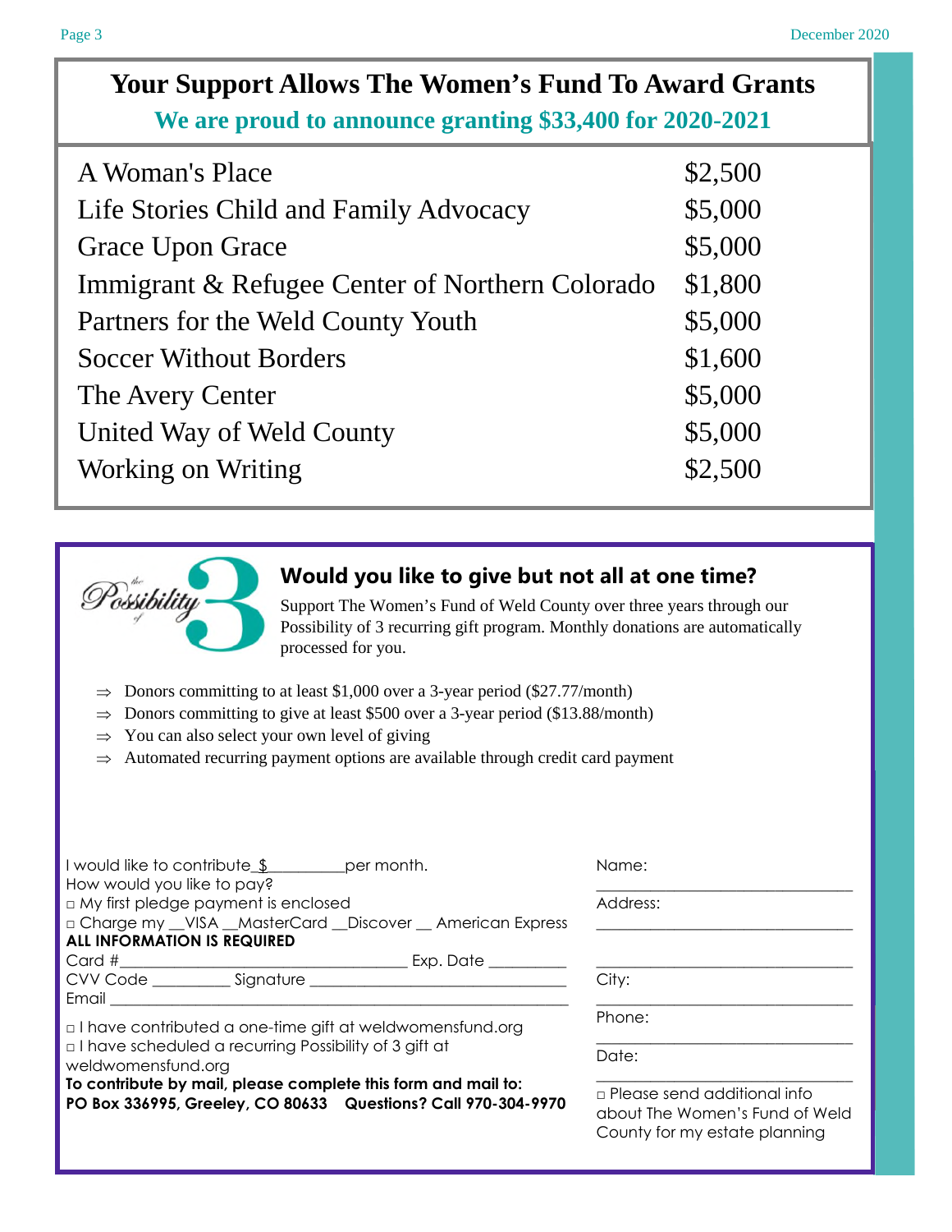## Your Support Allows The Women's Fund To Award Grants

### We are proud to announce granting $33,400 for 2020-2021

| Organization | Amount |
| --- | --- |
| A Woman's Place | $2,500 |
| Life Stories Child and Family Advocacy | $5,000 |
| Grace Upon Grace | $5,000 |
| Immigrant & Refugee Center of Northern Colorado | $1,800 |
| Partners for the Weld County Youth | $5,000 |
| Soccer Without Borders | $1,600 |
| The Avery Center | $5,000 |
| United Way of Weld County | $5,000 |
| Working on Writing | $2,500 |

the Possibility of 3

### Would you like to give but not all at one time?

Support The Women's Fund of Weld County over three years through our Possibility of 3 recurring gift program. Monthly donations are automatically processed for you.

- ⇒ Donors committing to at least $1,000 over a 3-year period ($27.77/month)
- ⇒ Donors committing to give at least $500 over a 3-year period ($13.88/month)
- ⇒ You can also select your own level of giving
- ⇒ Automated recurring payment options are available through credit card payment

I would like to contribute $_________per month.
How would you like to pay?
□ My first pledge payment is enclosed
□ Charge my __VISA __MasterCard __Discover __ American Express
**ALL INFORMATION IS REQUIRED**
Card #________________________________ Exp. Date _________
CVV Code _________ Signature ______________________________
Email ______________________________________________________

□ I have contributed a one-time gift at weldwomensfund.org
□ I have scheduled a recurring Possibility of 3 gift at weldwomensfund.org
**To contribute by mail, please complete this form and mail to:**
**PO Box 336995, Greeley, CO 80633 Questions? Call 970-304-9970**

Name: ______________________________
Address: ______________________________
______________________________
City: ______________________________
Phone: ______________________________
Date: ______________________________

□ Please send additional info about The Women's Fund of Weld County for my estate planning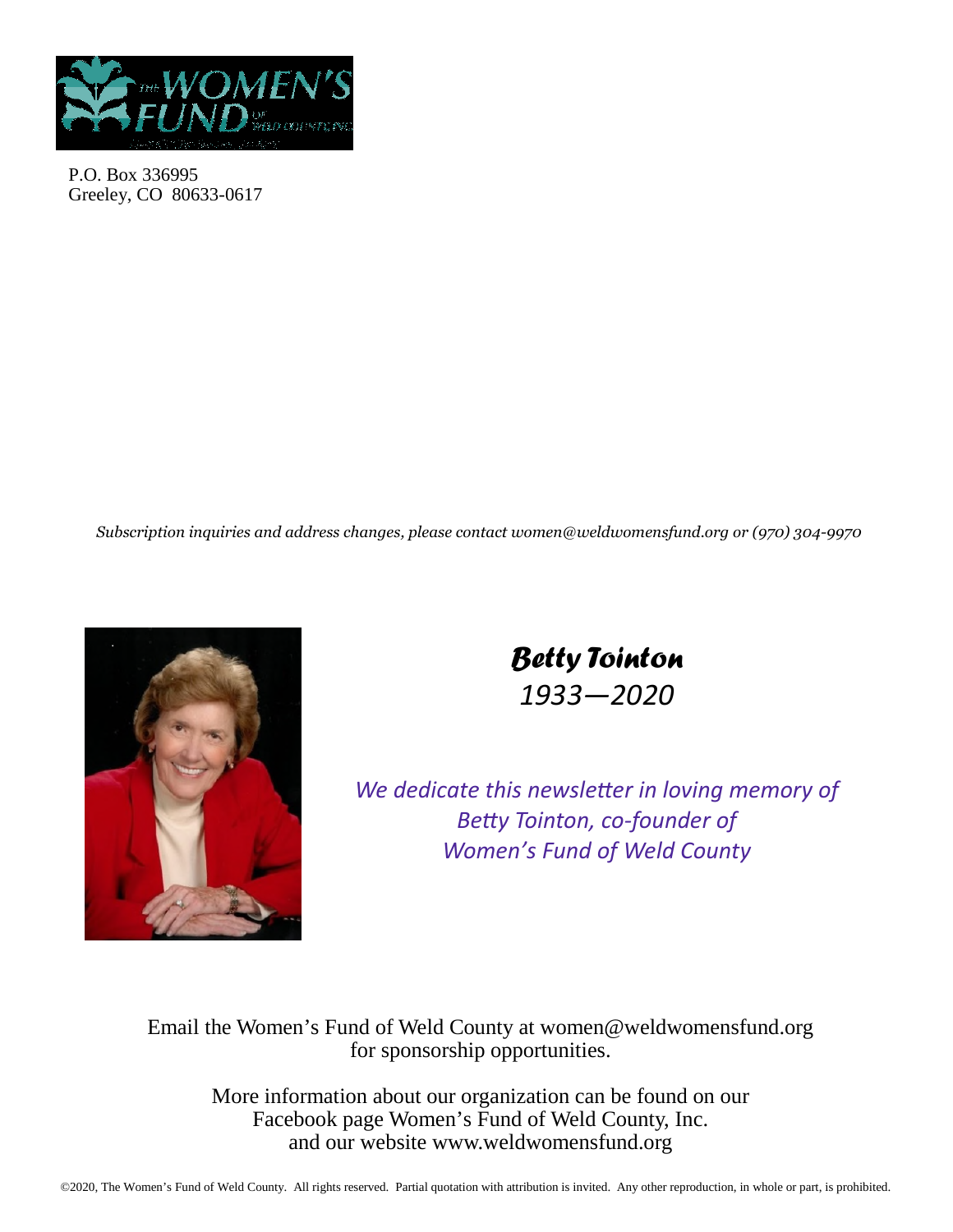P.O. Box 336995
Greeley, CO 80633-0617

*Subscription inquiries and address changes, please contact women@weldwomensfund.org or (970) 304-9970*

## *Betty Tointon*
*1933—2020*

*We dedicate this newsletter in loving memory of Betty Tointon, co-founder of Women's Fund of Weld County*

Email the Women's Fund of Weld County at women@weldwomensfund.org for sponsorship opportunities.

More information about our organization can be found on our Facebook page Women's Fund of Weld County, Inc. and our website www.weldwomensfund.org

©2020, The Women's Fund of Weld County. All rights reserved. Partial quotation with attribution is invited. Any other reproduction, in whole or part, is prohibited.